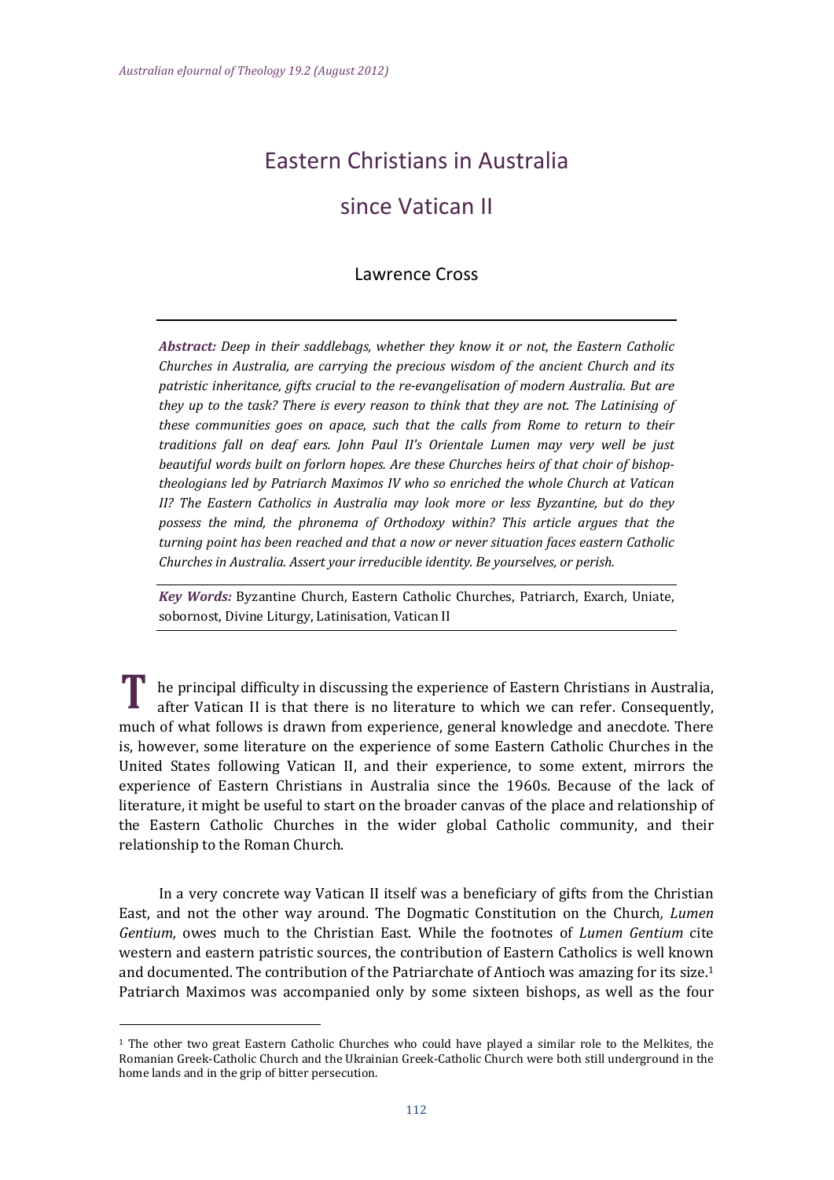# Eastern Christians in Australia since Vatican II

## Lawrence Cross

***Abstract:*** *Deep in their saddlebags, whether they know it or not, the Eastern Catholic Churches in Australia, are carrying the precious wisdom of the ancient Church and its patristic inheritance, gifts crucial to the re-evangelisation of modern Australia. But are they up to the task? There is every reason to think that they are not. The Latinising of these communities goes on apace, such that the calls from Rome to return to their traditions fall on deaf ears. John Paul II's Orientale Lumen may very well be just beautiful words built on forlorn hopes. Are these Churches heirs of that choir of bishop-theologians led by Patriarch Maximos IV who so enriched the whole Church at Vatican II? The Eastern Catholics in Australia may look more or less Byzantine, but do they possess the mind, the phronema of Orthodoxy within? This article argues that the turning point has been reached and that a now or never situation faces eastern Catholic Churches in Australia. Assert your irreducible identity. Be yourselves, or perish.*

***Key Words:*** Byzantine Church, Eastern Catholic Churches, Patriarch, Exarch, Uniate, sobornost, Divine Liturgy, Latinisation, Vatican II

The principal difficulty in discussing the experience of Eastern Christians in Australia, after Vatican II is that there is no literature to which we can refer. Consequently, much of what follows is drawn from experience, general knowledge and anecdote. There is, however, some literature on the experience of some Eastern Catholic Churches in the United States following Vatican II, and their experience, to some extent, mirrors the experience of Eastern Christians in Australia since the 1960s. Because of the lack of literature, it might be useful to start on the broader canvas of the place and relationship of the Eastern Catholic Churches in the wider global Catholic community, and their relationship to the Roman Church.

In a very concrete way Vatican II itself was a beneficiary of gifts from the Christian East, and not the other way around. The Dogmatic Constitution on the Church, *Lumen Gentium,* owes much to the Christian East. While the footnotes of *Lumen Gentium* cite western and eastern patristic sources, the contribution of Eastern Catholics is well known and documented. The contribution of the Patriarchate of Antioch was amazing for its size.[1] Patriarch Maximos was accompanied only by some sixteen bishops, as well as the four

[1] The other two great Eastern Catholic Churches who could have played a similar role to the Melkites, the Romanian Greek-Catholic Church and the Ukrainian Greek-Catholic Church were both still underground in the home lands and in the grip of bitter persecution.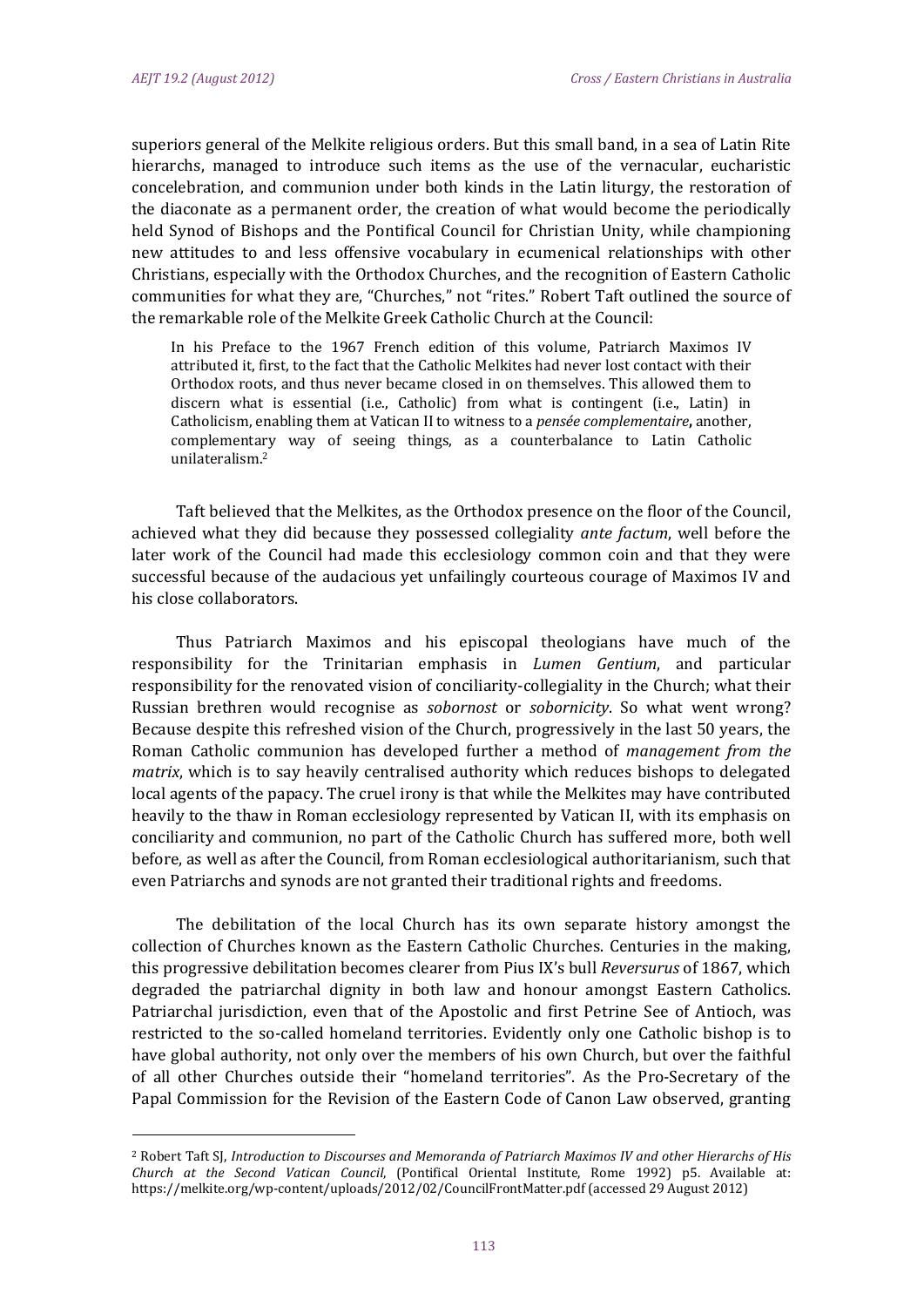superiors general of the Melkite religious orders. But this small band, in a sea of Latin Rite hierarchs, managed to introduce such items as the use of the vernacular, eucharistic concelebration, and communion under both kinds in the Latin liturgy, the restoration of the diaconate as a permanent order, the creation of what would become the periodically held Synod of Bishops and the Pontifical Council for Christian Unity, while championing new attitudes to and less offensive vocabulary in ecumenical relationships with other Christians, especially with the Orthodox Churches, and the recognition of Eastern Catholic communities for what they are, "Churches," not "rites." Robert Taft outlined the source of the remarkable role of the Melkite Greek Catholic Church at the Council:

> In his Preface to the 1967 French edition of this volume, Patriarch Maximos IV attributed it, first, to the fact that the Catholic Melkites had never lost contact with their Orthodox roots, and thus never became closed in on themselves. This allowed them to discern what is essential (i.e., Catholic) from what is contingent (i.e., Latin) in Catholicism, enabling them at Vatican II to witness to a *pensée complementaire*, another, complementary way of seeing things, as a counterbalance to Latin Catholic unilateralism.[2]

Taft believed that the Melkites, as the Orthodox presence on the floor of the Council, achieved what they did because they possessed collegiality *ante factum*, well before the later work of the Council had made this ecclesiology common coin and that they were successful because of the audacious yet unfailingly courteous courage of Maximos IV and his close collaborators.

Thus Patriarch Maximos and his episcopal theologians have much of the responsibility for the Trinitarian emphasis in *Lumen Gentium*, and particular responsibility for the renovated vision of conciliarity-collegiality in the Church; what their Russian brethren would recognise as *sobornost* or *sobornicity*. So what went wrong? Because despite this refreshed vision of the Church, progressively in the last 50 years, the Roman Catholic communion has developed further a method of *management from the matrix*, which is to say heavily centralised authority which reduces bishops to delegated local agents of the papacy. The cruel irony is that while the Melkites may have contributed heavily to the thaw in Roman ecclesiology represented by Vatican II, with its emphasis on conciliarity and communion, no part of the Catholic Church has suffered more, both well before, as well as after the Council, from Roman ecclesiological authoritarianism, such that even Patriarchs and synods are not granted their traditional rights and freedoms.

The debilitation of the local Church has its own separate history amongst the collection of Churches known as the Eastern Catholic Churches. Centuries in the making, this progressive debilitation becomes clearer from Pius IX's bull *Reversurus* of 1867, which degraded the patriarchal dignity in both law and honour amongst Eastern Catholics. Patriarchal jurisdiction, even that of the Apostolic and first Petrine See of Antioch, was restricted to the so-called homeland territories. Evidently only one Catholic bishop is to have global authority, not only over the members of his own Church, but over the faithful of all other Churches outside their "homeland territories". As the Pro-Secretary of the Papal Commission for the Revision of the Eastern Code of Canon Law observed, granting

---

[2] Robert Taft SJ, *Introduction to Discourses and Memoranda of Patriarch Maximos IV and other Hierarchs of His Church at the Second Vatican Council*, (Pontifical Oriental Institute, Rome 1992) p5. Available at: https://melkite.org/wp-content/uploads/2012/02/CouncilFrontMatter.pdf (accessed 29 August 2012)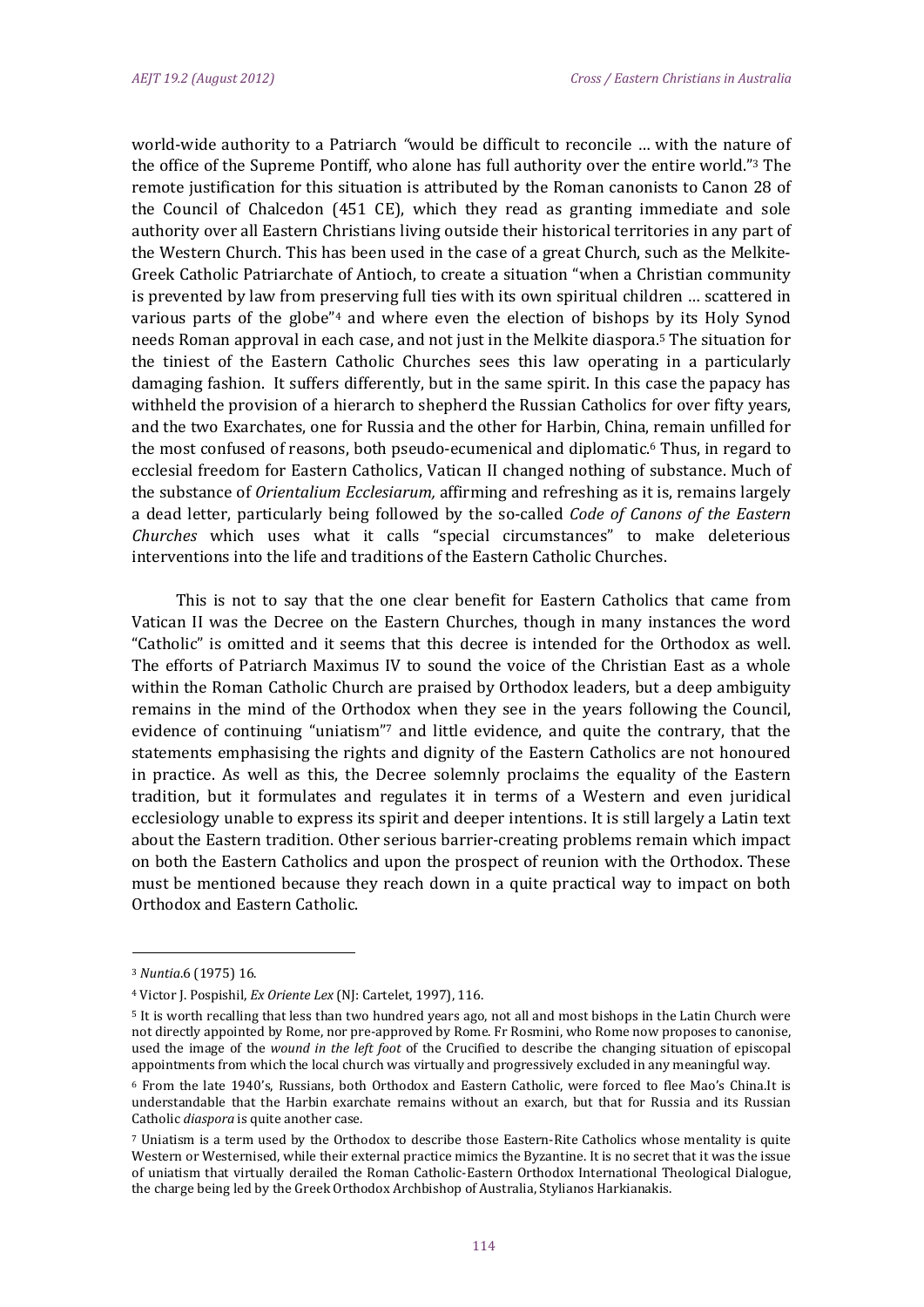world-wide authority to a Patriarch *"*would be difficult to reconcile … with the nature of the office of the Supreme Pontiff, who alone has full authority over the entire world."[3] The remote justification for this situation is attributed by the Roman canonists to Canon 28 of the Council of Chalcedon (451 CE), which they read as granting immediate and sole authority over all Eastern Christians living outside their historical territories in any part of the Western Church. This has been used in the case of a great Church, such as the Melkite-Greek Catholic Patriarchate of Antioch, to create a situation "when a Christian community is prevented by law from preserving full ties with its own spiritual children … scattered in various parts of the globe"[4] and where even the election of bishops by its Holy Synod needs Roman approval in each case, and not just in the Melkite diaspora.[5] The situation for the tiniest of the Eastern Catholic Churches sees this law operating in a particularly damaging fashion. It suffers differently, but in the same spirit. In this case the papacy has withheld the provision of a hierarch to shepherd the Russian Catholics for over fifty years, and the two Exarchates, one for Russia and the other for Harbin, China, remain unfilled for the most confused of reasons, both pseudo-ecumenical and diplomatic.[6] Thus, in regard to ecclesial freedom for Eastern Catholics, Vatican II changed nothing of substance. Much of the substance of *Orientalium Ecclesiarum,* affirming and refreshing as it is, remains largely a dead letter, particularly being followed by the so-called *Code of Canons of the Eastern Churches* which uses what it calls "special circumstances" to make deleterious interventions into the life and traditions of the Eastern Catholic Churches.

This is not to say that the one clear benefit for Eastern Catholics that came from Vatican II was the Decree on the Eastern Churches, though in many instances the word "Catholic" is omitted and it seems that this decree is intended for the Orthodox as well. The efforts of Patriarch Maximus IV to sound the voice of the Christian East as a whole within the Roman Catholic Church are praised by Orthodox leaders, but a deep ambiguity remains in the mind of the Orthodox when they see in the years following the Council, evidence of continuing "uniatism"[7] and little evidence, and quite the contrary, that the statements emphasising the rights and dignity of the Eastern Catholics are not honoured in practice. As well as this, the Decree solemnly proclaims the equality of the Eastern tradition, but it formulates and regulates it in terms of a Western and even juridical ecclesiology unable to express its spirit and deeper intentions. It is still largely a Latin text about the Eastern tradition. Other serious barrier-creating problems remain which impact on both the Eastern Catholics and upon the prospect of reunion with the Orthodox. These must be mentioned because they reach down in a quite practical way to impact on both Orthodox and Eastern Catholic.

---

[3] *Nuntia*.6 (1975) 16.

[4] Victor J. Pospishil, *Ex Oriente Lex* (NJ: Cartelet, 1997), 116.

[5] It is worth recalling that less than two hundred years ago, not all and most bishops in the Latin Church were not directly appointed by Rome, nor pre-approved by Rome. Fr Rosmini, who Rome now proposes to canonise, used the image of the *wound in the left foot* of the Crucified to describe the changing situation of episcopal appointments from which the local church was virtually and progressively excluded in any meaningful way.

[6] From the late 1940's, Russians, both Orthodox and Eastern Catholic, were forced to flee Mao's China.It is understandable that the Harbin exarchate remains without an exarch, but that for Russia and its Russian Catholic *diaspora* is quite another case.

[7] Uniatism is a term used by the Orthodox to describe those Eastern-Rite Catholics whose mentality is quite Western or Westernised, while their external practice mimics the Byzantine. It is no secret that it was the issue of uniatism that virtually derailed the Roman Catholic-Eastern Orthodox International Theological Dialogue, the charge being led by the Greek Orthodox Archbishop of Australia, Stylianos Harkianakis.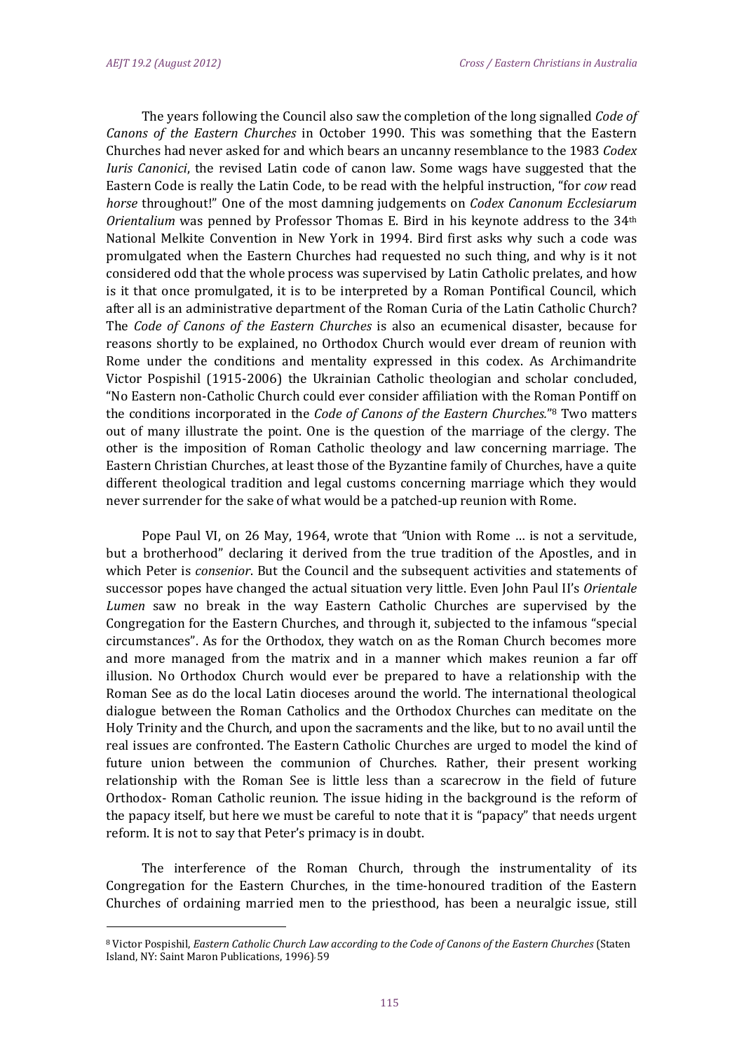The years following the Council also saw the completion of the long signalled *Code of Canons of the Eastern Churches* in October 1990. This was something that the Eastern Churches had never asked for and which bears an uncanny resemblance to the 1983 *Codex Iuris Canonici*, the revised Latin code of canon law. Some wags have suggested that the Eastern Code is really the Latin Code, to be read with the helpful instruction, "for *cow* read *horse* throughout!" One of the most damning judgements on *Codex Canonum Ecclesiarum Orientalium* was penned by Professor Thomas E. Bird in his keynote address to the 34th National Melkite Convention in New York in 1994. Bird first asks why such a code was promulgated when the Eastern Churches had requested no such thing, and why is it not considered odd that the whole process was supervised by Latin Catholic prelates, and how is it that once promulgated, it is to be interpreted by a Roman Pontifical Council, which after all is an administrative department of the Roman Curia of the Latin Catholic Church? The *Code of Canons of the Eastern Churches* is also an ecumenical disaster, because for reasons shortly to be explained, no Orthodox Church would ever dream of reunion with Rome under the conditions and mentality expressed in this codex. As Archimandrite Victor Pospishil (1915-2006) the Ukrainian Catholic theologian and scholar concluded, "No Eastern non-Catholic Church could ever consider affiliation with the Roman Pontiff on the conditions incorporated in the *Code of Canons of the Eastern Churches*."[8] Two matters out of many illustrate the point. One is the question of the marriage of the clergy. The other is the imposition of Roman Catholic theology and law concerning marriage. The Eastern Christian Churches, at least those of the Byzantine family of Churches, have a quite different theological tradition and legal customs concerning marriage which they would never surrender for the sake of what would be a patched-up reunion with Rome.

Pope Paul VI, on 26 May, 1964, wrote that "Union with Rome … is not a servitude, but a brotherhood" declaring it derived from the true tradition of the Apostles, and in which Peter is *consenior*. But the Council and the subsequent activities and statements of successor popes have changed the actual situation very little. Even John Paul II's *Orientale Lumen* saw no break in the way Eastern Catholic Churches are supervised by the Congregation for the Eastern Churches, and through it, subjected to the infamous "special circumstances". As for the Orthodox, they watch on as the Roman Church becomes more and more managed from the matrix and in a manner which makes reunion a far off illusion. No Orthodox Church would ever be prepared to have a relationship with the Roman See as do the local Latin dioceses around the world. The international theological dialogue between the Roman Catholics and the Orthodox Churches can meditate on the Holy Trinity and the Church, and upon the sacraments and the like, but to no avail until the real issues are confronted. The Eastern Catholic Churches are urged to model the kind of future union between the communion of Churches. Rather, their present working relationship with the Roman See is little less than a scarecrow in the field of future Orthodox- Roman Catholic reunion. The issue hiding in the background is the reform of the papacy itself, but here we must be careful to note that it is "papacy" that needs urgent reform. It is not to say that Peter's primacy is in doubt.

The interference of the Roman Church, through the instrumentality of its Congregation for the Eastern Churches, in the time-honoured tradition of the Eastern Churches of ordaining married men to the priesthood, has been a neuralgic issue, still

[8] Victor Pospishil, *Eastern Catholic Church Law according to the Code of Canons of the Eastern Churches* (Staten Island, NY: Saint Maron Publications, 1996), 59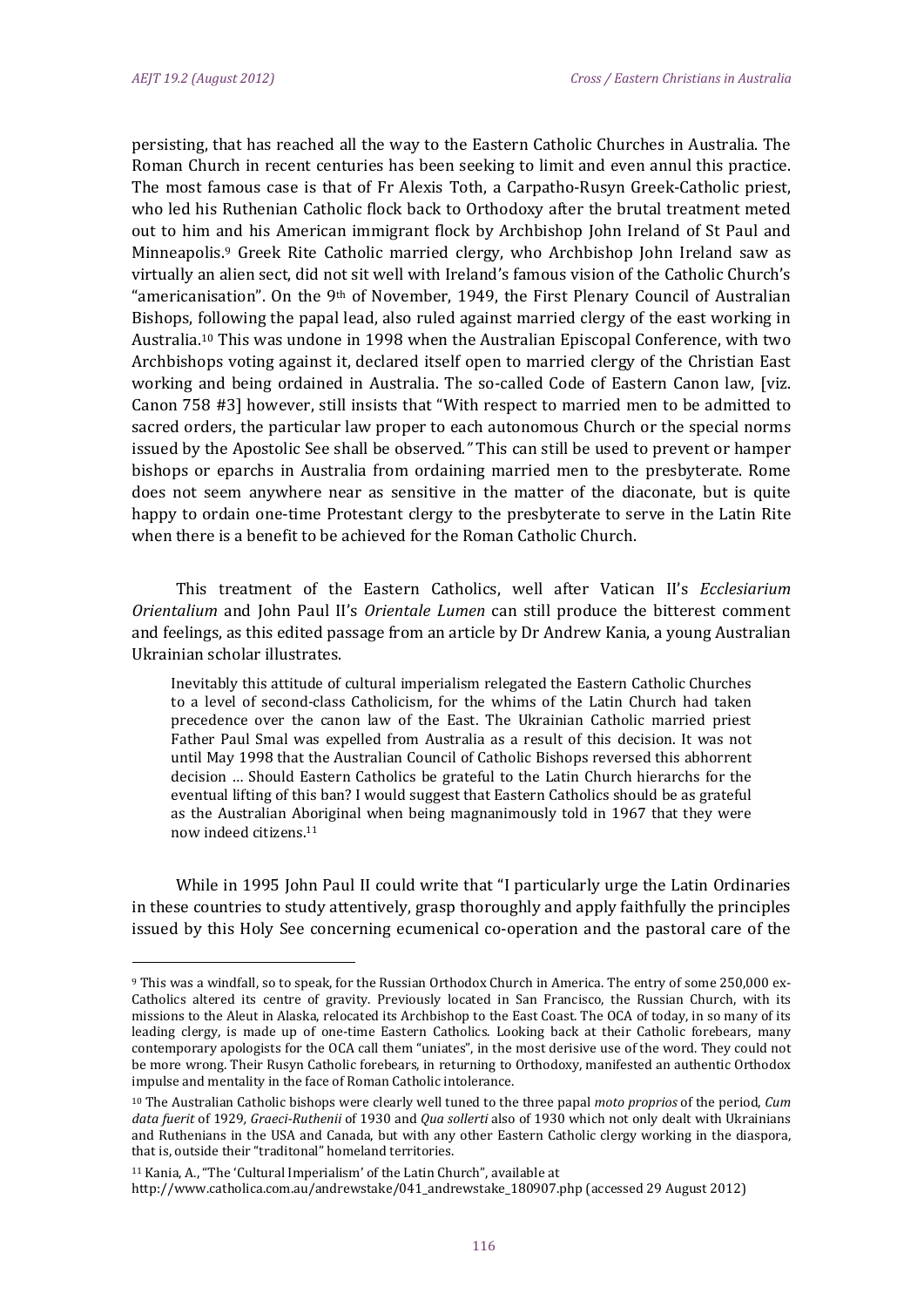persisting, that has reached all the way to the Eastern Catholic Churches in Australia. The Roman Church in recent centuries has been seeking to limit and even annul this practice. The most famous case is that of Fr Alexis Toth, a Carpatho-Rusyn Greek-Catholic priest, who led his Ruthenian Catholic flock back to Orthodoxy after the brutal treatment meted out to him and his American immigrant flock by Archbishop John Ireland of St Paul and Minneapolis.[9] Greek Rite Catholic married clergy, who Archbishop John Ireland saw as virtually an alien sect, did not sit well with Ireland's famous vision of the Catholic Church's "americanisation". On the 9th of November, 1949, the First Plenary Council of Australian Bishops, following the papal lead, also ruled against married clergy of the east working in Australia.[10] This was undone in 1998 when the Australian Episcopal Conference, with two Archbishops voting against it, declared itself open to married clergy of the Christian East working and being ordained in Australia. The so-called Code of Eastern Canon law, [viz. Canon 758 #3] however, still insists that "With respect to married men to be admitted to sacred orders, the particular law proper to each autonomous Church or the special norms issued by the Apostolic See shall be observed." This can still be used to prevent or hamper bishops or eparchs in Australia from ordaining married men to the presbyterate. Rome does not seem anywhere near as sensitive in the matter of the diaconate, but is quite happy to ordain one-time Protestant clergy to the presbyterate to serve in the Latin Rite when there is a benefit to be achieved for the Roman Catholic Church.

This treatment of the Eastern Catholics, well after Vatican II's *Ecclesiarium Orientalium* and John Paul II's *Orientale Lumen* can still produce the bitterest comment and feelings, as this edited passage from an article by Dr Andrew Kania, a young Australian Ukrainian scholar illustrates.

> Inevitably this attitude of cultural imperialism relegated the Eastern Catholic Churches to a level of second-class Catholicism, for the whims of the Latin Church had taken precedence over the canon law of the East. The Ukrainian Catholic married priest Father Paul Smal was expelled from Australia as a result of this decision. It was not until May 1998 that the Australian Council of Catholic Bishops reversed this abhorrent decision … Should Eastern Catholics be grateful to the Latin Church hierarchs for the eventual lifting of this ban? I would suggest that Eastern Catholics should be as grateful as the Australian Aboriginal when being magnanimously told in 1967 that they were now indeed citizens.[11]

While in 1995 John Paul II could write that "I particularly urge the Latin Ordinaries in these countries to study attentively, grasp thoroughly and apply faithfully the principles issued by this Holy See concerning ecumenical co-operation and the pastoral care of the

---

[9] This was a windfall, so to speak, for the Russian Orthodox Church in America. The entry of some 250,000 ex-Catholics altered its centre of gravity. Previously located in San Francisco, the Russian Church, with its missions to the Aleut in Alaska, relocated its Archbishop to the East Coast. The OCA of today, in so many of its leading clergy, is made up of one-time Eastern Catholics. Looking back at their Catholic forebears, many contemporary apologists for the OCA call them "uniates", in the most derisive use of the word. They could not be more wrong. Their Rusyn Catholic forebears, in returning to Orthodoxy, manifested an authentic Orthodox impulse and mentality in the face of Roman Catholic intolerance.

[10] The Australian Catholic bishops were clearly well tuned to the three papal *moto proprios* of the period, *Cum data fuerit* of 1929, *Graeci-Ruthenii* of 1930 and *Qua sollerti* also of 1930 which not only dealt with Ukrainians and Ruthenians in the USA and Canada, but with any other Eastern Catholic clergy working in the diaspora, that is, outside their "traditonal" homeland territories.

[11] Kania, A., "The 'Cultural Imperialism' of the Latin Church", available at http://www.catholica.com.au/andrewstake/041_andrewstake_180907.php (accessed 29 August 2012)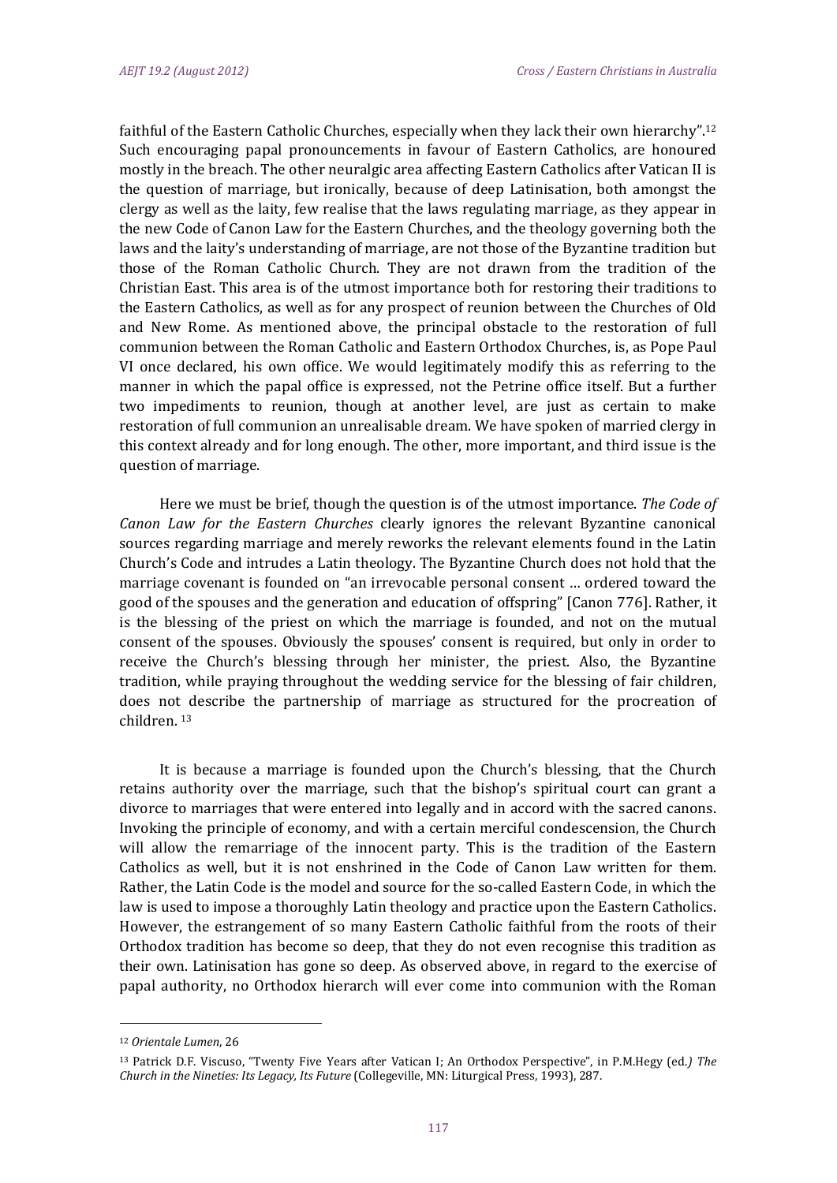faithful of the Eastern Catholic Churches, especially when they lack their own hierarchy".[12] Such encouraging papal pronouncements in favour of Eastern Catholics, are honoured mostly in the breach. The other neuralgic area affecting Eastern Catholics after Vatican II is the question of marriage, but ironically, because of deep Latinisation, both amongst the clergy as well as the laity, few realise that the laws regulating marriage, as they appear in the new Code of Canon Law for the Eastern Churches, and the theology governing both the laws and the laity's understanding of marriage, are not those of the Byzantine tradition but those of the Roman Catholic Church. They are not drawn from the tradition of the Christian East. This area is of the utmost importance both for restoring their traditions to the Eastern Catholics, as well as for any prospect of reunion between the Churches of Old and New Rome. As mentioned above, the principal obstacle to the restoration of full communion between the Roman Catholic and Eastern Orthodox Churches, is, as Pope Paul VI once declared, his own office. We would legitimately modify this as referring to the manner in which the papal office is expressed, not the Petrine office itself. But a further two impediments to reunion, though at another level, are just as certain to make restoration of full communion an unrealisable dream. We have spoken of married clergy in this context already and for long enough. The other, more important, and third issue is the question of marriage.

Here we must be brief, though the question is of the utmost importance. *The Code of Canon Law for the Eastern Churches* clearly ignores the relevant Byzantine canonical sources regarding marriage and merely reworks the relevant elements found in the Latin Church's Code and intrudes a Latin theology. The Byzantine Church does not hold that the marriage covenant is founded on "an irrevocable personal consent … ordered toward the good of the spouses and the generation and education of offspring" [Canon 776]. Rather, it is the blessing of the priest on which the marriage is founded, and not on the mutual consent of the spouses. Obviously the spouses' consent is required, but only in order to receive the Church's blessing through her minister, the priest. Also, the Byzantine tradition, while praying throughout the wedding service for the blessing of fair children, does not describe the partnership of marriage as structured for the procreation of children. [13]

It is because a marriage is founded upon the Church's blessing, that the Church retains authority over the marriage, such that the bishop's spiritual court can grant a divorce to marriages that were entered into legally and in accord with the sacred canons. Invoking the principle of economy, and with a certain merciful condescension, the Church will allow the remarriage of the innocent party. This is the tradition of the Eastern Catholics as well, but it is not enshrined in the Code of Canon Law written for them. Rather, the Latin Code is the model and source for the so-called Eastern Code, in which the law is used to impose a thoroughly Latin theology and practice upon the Eastern Catholics. However, the estrangement of so many Eastern Catholic faithful from the roots of their Orthodox tradition has become so deep, that they do not even recognise this tradition as their own. Latinisation has gone so deep. As observed above, in regard to the exercise of papal authority, no Orthodox hierarch will ever come into communion with the Roman

---

[12] *Orientale Lumen*, 26

[13] Patrick D.F. Viscuso, "Twenty Five Years after Vatican I; An Orthodox Perspective", in P.M.Hegy (ed.*) The Church in the Nineties: Its Legacy, Its Future* (Collegeville, MN: Liturgical Press, 1993), 287.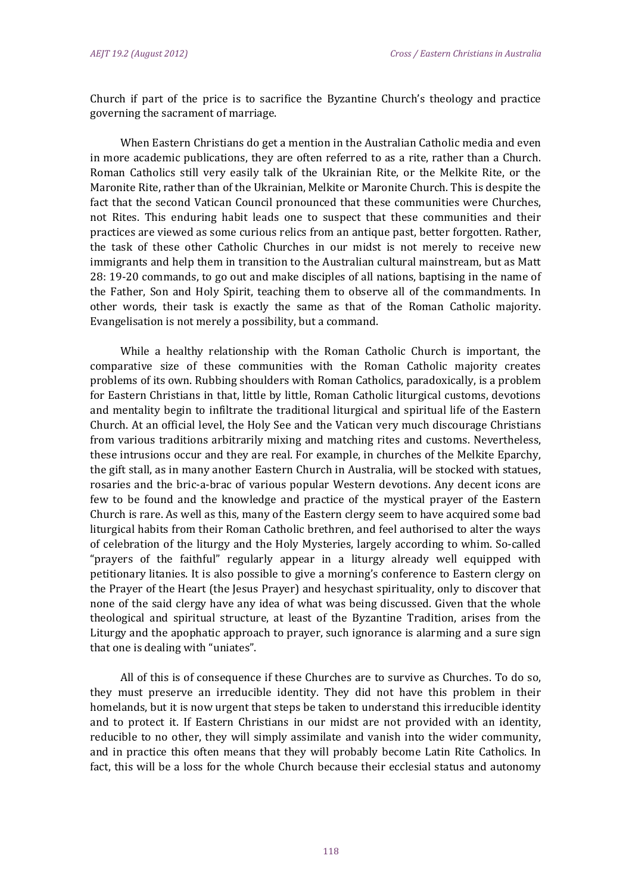Church if part of the price is to sacrifice the Byzantine Church's theology and practice governing the sacrament of marriage.

When Eastern Christians do get a mention in the Australian Catholic media and even in more academic publications, they are often referred to as a rite, rather than a Church. Roman Catholics still very easily talk of the Ukrainian Rite, or the Melkite Rite, or the Maronite Rite, rather than of the Ukrainian, Melkite or Maronite Church. This is despite the fact that the second Vatican Council pronounced that these communities were Churches, not Rites. This enduring habit leads one to suspect that these communities and their practices are viewed as some curious relics from an antique past, better forgotten. Rather, the task of these other Catholic Churches in our midst is not merely to receive new immigrants and help them in transition to the Australian cultural mainstream, but as Matt 28: 19-20 commands, to go out and make disciples of all nations, baptising in the name of the Father, Son and Holy Spirit, teaching them to observe all of the commandments. In other words, their task is exactly the same as that of the Roman Catholic majority. Evangelisation is not merely a possibility, but a command.

While a healthy relationship with the Roman Catholic Church is important, the comparative size of these communities with the Roman Catholic majority creates problems of its own. Rubbing shoulders with Roman Catholics, paradoxically, is a problem for Eastern Christians in that, little by little, Roman Catholic liturgical customs, devotions and mentality begin to infiltrate the traditional liturgical and spiritual life of the Eastern Church. At an official level, the Holy See and the Vatican very much discourage Christians from various traditions arbitrarily mixing and matching rites and customs. Nevertheless, these intrusions occur and they are real. For example, in churches of the Melkite Eparchy, the gift stall, as in many another Eastern Church in Australia, will be stocked with statues, rosaries and the bric-a-brac of various popular Western devotions. Any decent icons are few to be found and the knowledge and practice of the mystical prayer of the Eastern Church is rare. As well as this, many of the Eastern clergy seem to have acquired some bad liturgical habits from their Roman Catholic brethren, and feel authorised to alter the ways of celebration of the liturgy and the Holy Mysteries, largely according to whim. So-called "prayers of the faithful" regularly appear in a liturgy already well equipped with petitionary litanies. It is also possible to give a morning's conference to Eastern clergy on the Prayer of the Heart (the Jesus Prayer) and hesychast spirituality, only to discover that none of the said clergy have any idea of what was being discussed. Given that the whole theological and spiritual structure, at least of the Byzantine Tradition, arises from the Liturgy and the apophatic approach to prayer, such ignorance is alarming and a sure sign that one is dealing with "uniates".

All of this is of consequence if these Churches are to survive as Churches. To do so, they must preserve an irreducible identity. They did not have this problem in their homelands, but it is now urgent that steps be taken to understand this irreducible identity and to protect it. If Eastern Christians in our midst are not provided with an identity, reducible to no other, they will simply assimilate and vanish into the wider community, and in practice this often means that they will probably become Latin Rite Catholics. In fact, this will be a loss for the whole Church because their ecclesial status and autonomy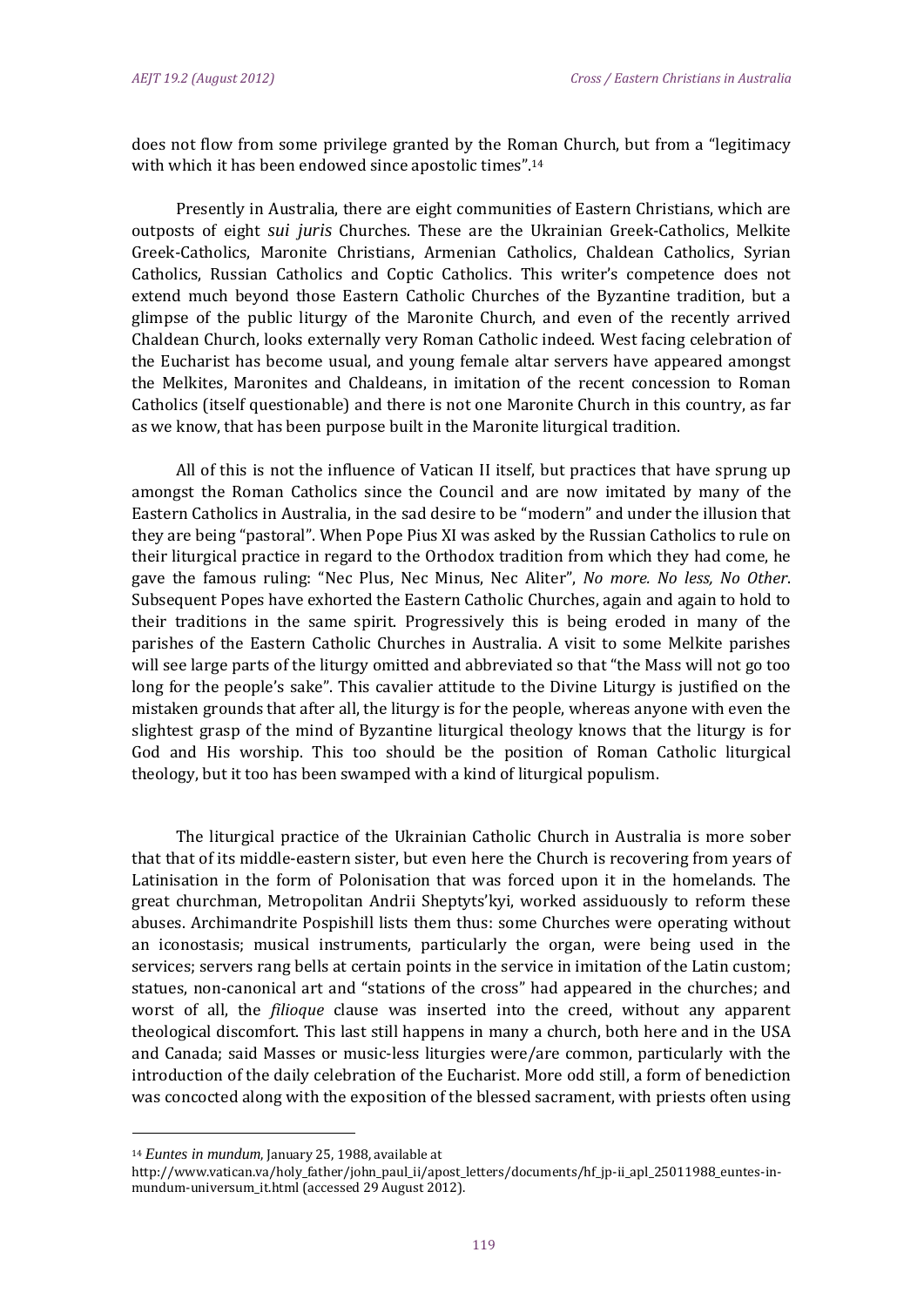does not flow from some privilege granted by the Roman Church, but from a "legitimacy with which it has been endowed since apostolic times".[14]

Presently in Australia, there are eight communities of Eastern Christians, which are outposts of eight *sui juris* Churches. These are the Ukrainian Greek-Catholics, Melkite Greek-Catholics, Maronite Christians, Armenian Catholics, Chaldean Catholics, Syrian Catholics, Russian Catholics and Coptic Catholics. This writer's competence does not extend much beyond those Eastern Catholic Churches of the Byzantine tradition, but a glimpse of the public liturgy of the Maronite Church, and even of the recently arrived Chaldean Church, looks externally very Roman Catholic indeed. West facing celebration of the Eucharist has become usual, and young female altar servers have appeared amongst the Melkites, Maronites and Chaldeans, in imitation of the recent concession to Roman Catholics (itself questionable) and there is not one Maronite Church in this country, as far as we know, that has been purpose built in the Maronite liturgical tradition.

All of this is not the influence of Vatican II itself, but practices that have sprung up amongst the Roman Catholics since the Council and are now imitated by many of the Eastern Catholics in Australia, in the sad desire to be "modern" and under the illusion that they are being "pastoral". When Pope Pius XI was asked by the Russian Catholics to rule on their liturgical practice in regard to the Orthodox tradition from which they had come, he gave the famous ruling: "Nec Plus, Nec Minus, Nec Aliter", *No more. No less, No Other*. Subsequent Popes have exhorted the Eastern Catholic Churches, again and again to hold to their traditions in the same spirit. Progressively this is being eroded in many of the parishes of the Eastern Catholic Churches in Australia. A visit to some Melkite parishes will see large parts of the liturgy omitted and abbreviated so that "the Mass will not go too long for the people's sake". This cavalier attitude to the Divine Liturgy is justified on the mistaken grounds that after all, the liturgy is for the people, whereas anyone with even the slightest grasp of the mind of Byzantine liturgical theology knows that the liturgy is for God and His worship. This too should be the position of Roman Catholic liturgical theology, but it too has been swamped with a kind of liturgical populism.

The liturgical practice of the Ukrainian Catholic Church in Australia is more sober that that of its middle-eastern sister, but even here the Church is recovering from years of Latinisation in the form of Polonisation that was forced upon it in the homelands. The great churchman, Metropolitan Andrii Sheptyts'kyi, worked assiduously to reform these abuses. Archimandrite Pospishill lists them thus: some Churches were operating without an iconostasis; musical instruments, particularly the organ, were being used in the services; servers rang bells at certain points in the service in imitation of the Latin custom; statues, non-canonical art and "stations of the cross" had appeared in the churches; and worst of all, the *filioque* clause was inserted into the creed, without any apparent theological discomfort. This last still happens in many a church, both here and in the USA and Canada; said Masses or music-less liturgies were/are common, particularly with the introduction of the daily celebration of the Eucharist. More odd still, a form of benediction was concocted along with the exposition of the blessed sacrament, with priests often using

---

[14] *Euntes in mundum*, January 25, 1988, available at http://www.vatican.va/holy_father/john_paul_ii/apost_letters/documents/hf_jp-ii_apl_25011988_euntes-in-mundum-universum_it.html (accessed 29 August 2012).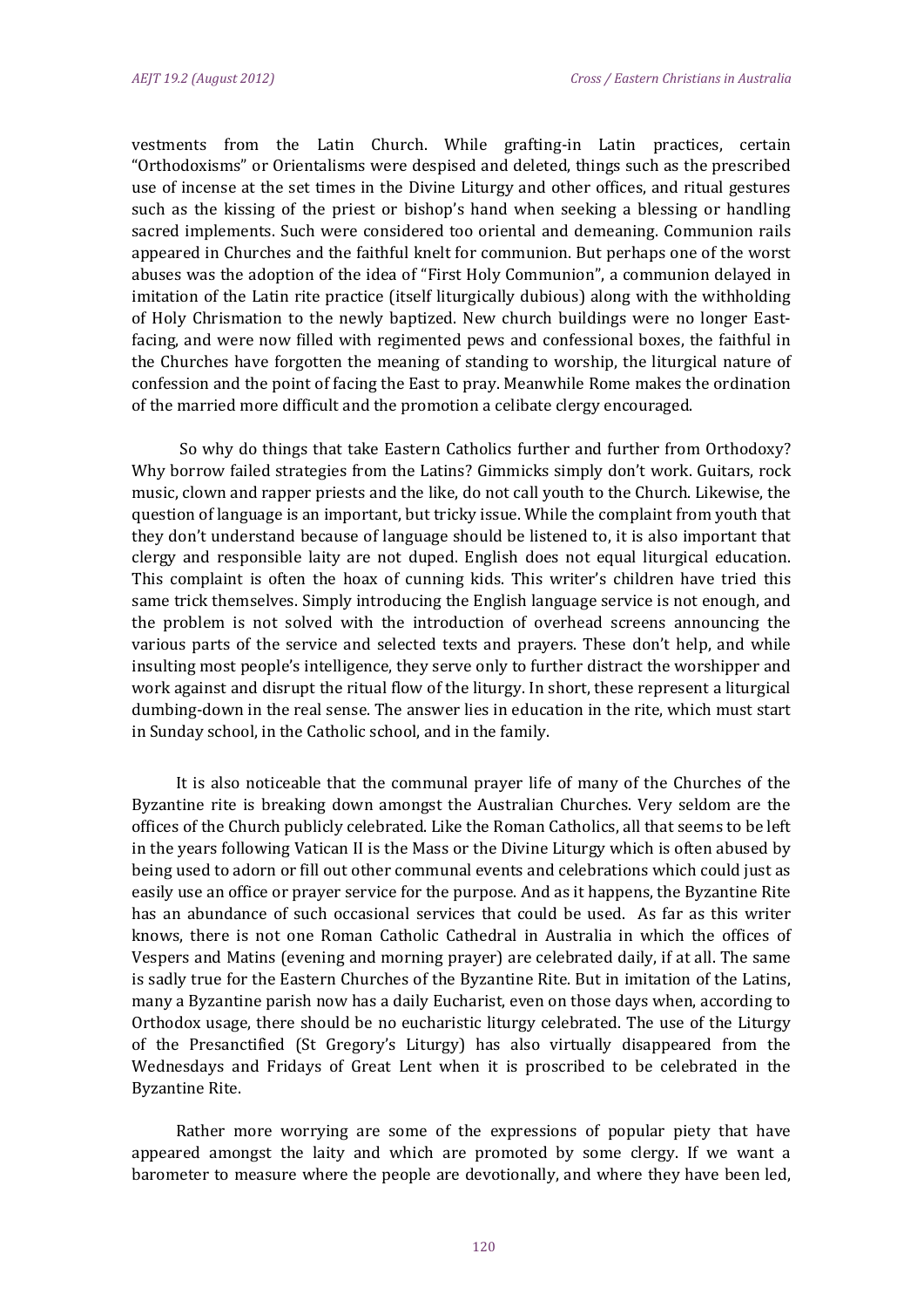vestments from the Latin Church. While grafting-in Latin practices, certain "Orthodoxisms" or Orientalisms were despised and deleted, things such as the prescribed use of incense at the set times in the Divine Liturgy and other offices, and ritual gestures such as the kissing of the priest or bishop's hand when seeking a blessing or handling sacred implements. Such were considered too oriental and demeaning. Communion rails appeared in Churches and the faithful knelt for communion. But perhaps one of the worst abuses was the adoption of the idea of "First Holy Communion", a communion delayed in imitation of the Latin rite practice (itself liturgically dubious) along with the withholding of Holy Chrismation to the newly baptized. New church buildings were no longer East-facing, and were now filled with regimented pews and confessional boxes, the faithful in the Churches have forgotten the meaning of standing to worship, the liturgical nature of confession and the point of facing the East to pray. Meanwhile Rome makes the ordination of the married more difficult and the promotion a celibate clergy encouraged.

So why do things that take Eastern Catholics further and further from Orthodoxy? Why borrow failed strategies from the Latins? Gimmicks simply don't work. Guitars, rock music, clown and rapper priests and the like, do not call youth to the Church. Likewise, the question of language is an important, but tricky issue. While the complaint from youth that they don't understand because of language should be listened to, it is also important that clergy and responsible laity are not duped. English does not equal liturgical education. This complaint is often the hoax of cunning kids. This writer's children have tried this same trick themselves. Simply introducing the English language service is not enough, and the problem is not solved with the introduction of overhead screens announcing the various parts of the service and selected texts and prayers. These don't help, and while insulting most people's intelligence, they serve only to further distract the worshipper and work against and disrupt the ritual flow of the liturgy. In short, these represent a liturgical dumbing-down in the real sense. The answer lies in education in the rite, which must start in Sunday school, in the Catholic school, and in the family.

It is also noticeable that the communal prayer life of many of the Churches of the Byzantine rite is breaking down amongst the Australian Churches. Very seldom are the offices of the Church publicly celebrated. Like the Roman Catholics, all that seems to be left in the years following Vatican II is the Mass or the Divine Liturgy which is often abused by being used to adorn or fill out other communal events and celebrations which could just as easily use an office or prayer service for the purpose. And as it happens, the Byzantine Rite has an abundance of such occasional services that could be used. As far as this writer knows, there is not one Roman Catholic Cathedral in Australia in which the offices of Vespers and Matins (evening and morning prayer) are celebrated daily, if at all. The same is sadly true for the Eastern Churches of the Byzantine Rite. But in imitation of the Latins, many a Byzantine parish now has a daily Eucharist, even on those days when, according to Orthodox usage, there should be no eucharistic liturgy celebrated. The use of the Liturgy of the Presanctified (St Gregory's Liturgy) has also virtually disappeared from the Wednesdays and Fridays of Great Lent when it is proscribed to be celebrated in the Byzantine Rite.

Rather more worrying are some of the expressions of popular piety that have appeared amongst the laity and which are promoted by some clergy. If we want a barometer to measure where the people are devotionally, and where they have been led,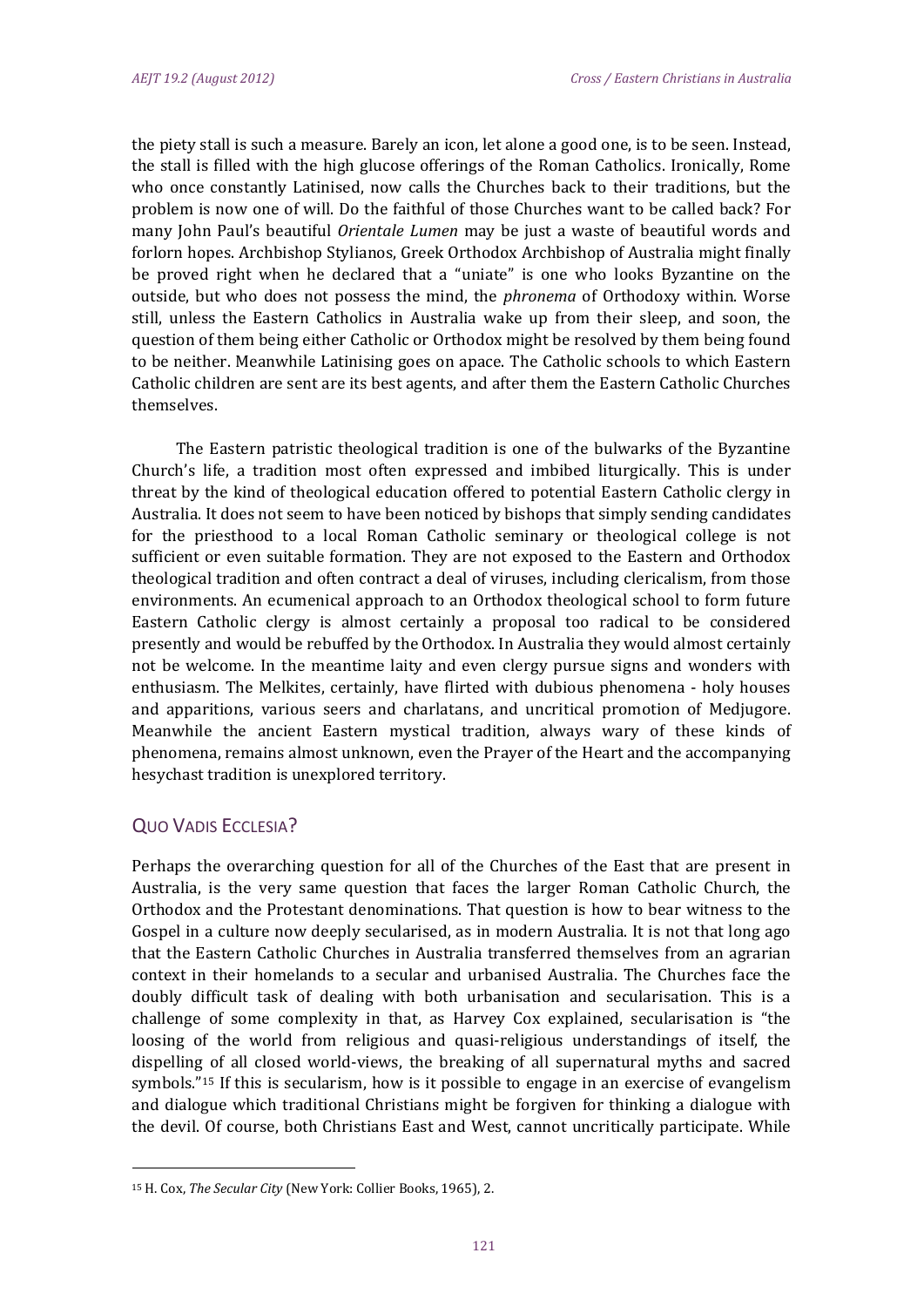the piety stall is such a measure. Barely an icon, let alone a good one, is to be seen. Instead, the stall is filled with the high glucose offerings of the Roman Catholics. Ironically, Rome who once constantly Latinised, now calls the Churches back to their traditions, but the problem is now one of will. Do the faithful of those Churches want to be called back? For many John Paul's beautiful *Orientale Lumen* may be just a waste of beautiful words and forlorn hopes. Archbishop Stylianos, Greek Orthodox Archbishop of Australia might finally be proved right when he declared that a "uniate" is one who looks Byzantine on the outside, but who does not possess the mind, the *phronema* of Orthodoxy within. Worse still, unless the Eastern Catholics in Australia wake up from their sleep, and soon, the question of them being either Catholic or Orthodox might be resolved by them being found to be neither. Meanwhile Latinising goes on apace. The Catholic schools to which Eastern Catholic children are sent are its best agents, and after them the Eastern Catholic Churches themselves.

The Eastern patristic theological tradition is one of the bulwarks of the Byzantine Church's life, a tradition most often expressed and imbibed liturgically. This is under threat by the kind of theological education offered to potential Eastern Catholic clergy in Australia. It does not seem to have been noticed by bishops that simply sending candidates for the priesthood to a local Roman Catholic seminary or theological college is not sufficient or even suitable formation. They are not exposed to the Eastern and Orthodox theological tradition and often contract a deal of viruses, including clericalism, from those environments. An ecumenical approach to an Orthodox theological school to form future Eastern Catholic clergy is almost certainly a proposal too radical to be considered presently and would be rebuffed by the Orthodox. In Australia they would almost certainly not be welcome. In the meantime laity and even clergy pursue signs and wonders with enthusiasm. The Melkites, certainly, have flirted with dubious phenomena - holy houses and apparitions, various seers and charlatans, and uncritical promotion of Medjugore. Meanwhile the ancient Eastern mystical tradition, always wary of these kinds of phenomena, remains almost unknown, even the Prayer of the Heart and the accompanying hesychast tradition is unexplored territory.

## Quo Vadis Ecclesia?

Perhaps the overarching question for all of the Churches of the East that are present in Australia, is the very same question that faces the larger Roman Catholic Church, the Orthodox and the Protestant denominations. That question is how to bear witness to the Gospel in a culture now deeply secularised, as in modern Australia. It is not that long ago that the Eastern Catholic Churches in Australia transferred themselves from an agrarian context in their homelands to a secular and urbanised Australia. The Churches face the doubly difficult task of dealing with both urbanisation and secularisation. This is a challenge of some complexity in that, as Harvey Cox explained, secularisation is "the loosing of the world from religious and quasi-religious understandings of itself, the dispelling of all closed world-views, the breaking of all supernatural myths and sacred symbols."[15] If this is secularism, how is it possible to engage in an exercise of evangelism and dialogue which traditional Christians might be forgiven for thinking a dialogue with the devil. Of course, both Christians East and West, cannot uncritically participate. While

---

[15] H. Cox, *The Secular City* (New York: Collier Books, 1965), 2.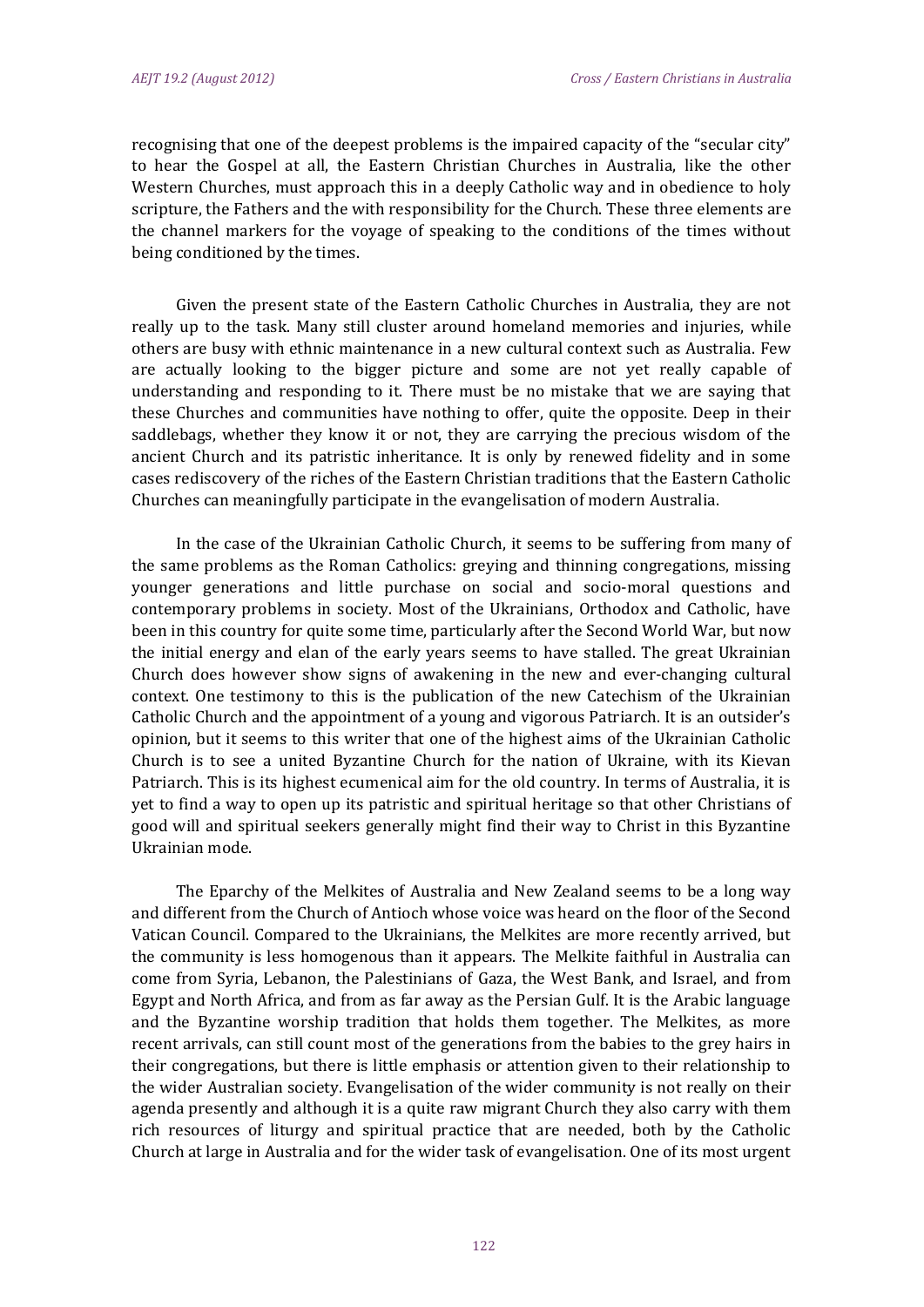recognising that one of the deepest problems is the impaired capacity of the "secular city" to hear the Gospel at all, the Eastern Christian Churches in Australia, like the other Western Churches, must approach this in a deeply Catholic way and in obedience to holy scripture, the Fathers and the with responsibility for the Church. These three elements are the channel markers for the voyage of speaking to the conditions of the times without being conditioned by the times.

Given the present state of the Eastern Catholic Churches in Australia, they are not really up to the task. Many still cluster around homeland memories and injuries, while others are busy with ethnic maintenance in a new cultural context such as Australia. Few are actually looking to the bigger picture and some are not yet really capable of understanding and responding to it. There must be no mistake that we are saying that these Churches and communities have nothing to offer, quite the opposite. Deep in their saddlebags, whether they know it or not, they are carrying the precious wisdom of the ancient Church and its patristic inheritance. It is only by renewed fidelity and in some cases rediscovery of the riches of the Eastern Christian traditions that the Eastern Catholic Churches can meaningfully participate in the evangelisation of modern Australia.

In the case of the Ukrainian Catholic Church, it seems to be suffering from many of the same problems as the Roman Catholics: greying and thinning congregations, missing younger generations and little purchase on social and socio-moral questions and contemporary problems in society. Most of the Ukrainians, Orthodox and Catholic, have been in this country for quite some time, particularly after the Second World War, but now the initial energy and elan of the early years seems to have stalled. The great Ukrainian Church does however show signs of awakening in the new and ever-changing cultural context. One testimony to this is the publication of the new Catechism of the Ukrainian Catholic Church and the appointment of a young and vigorous Patriarch. It is an outsider's opinion, but it seems to this writer that one of the highest aims of the Ukrainian Catholic Church is to see a united Byzantine Church for the nation of Ukraine, with its Kievan Patriarch. This is its highest ecumenical aim for the old country. In terms of Australia, it is yet to find a way to open up its patristic and spiritual heritage so that other Christians of good will and spiritual seekers generally might find their way to Christ in this Byzantine Ukrainian mode.

The Eparchy of the Melkites of Australia and New Zealand seems to be a long way and different from the Church of Antioch whose voice was heard on the floor of the Second Vatican Council. Compared to the Ukrainians, the Melkites are more recently arrived, but the community is less homogenous than it appears. The Melkite faithful in Australia can come from Syria, Lebanon, the Palestinians of Gaza, the West Bank, and Israel, and from Egypt and North Africa, and from as far away as the Persian Gulf. It is the Arabic language and the Byzantine worship tradition that holds them together. The Melkites, as more recent arrivals, can still count most of the generations from the babies to the grey hairs in their congregations, but there is little emphasis or attention given to their relationship to the wider Australian society. Evangelisation of the wider community is not really on their agenda presently and although it is a quite raw migrant Church they also carry with them rich resources of liturgy and spiritual practice that are needed, both by the Catholic Church at large in Australia and for the wider task of evangelisation. One of its most urgent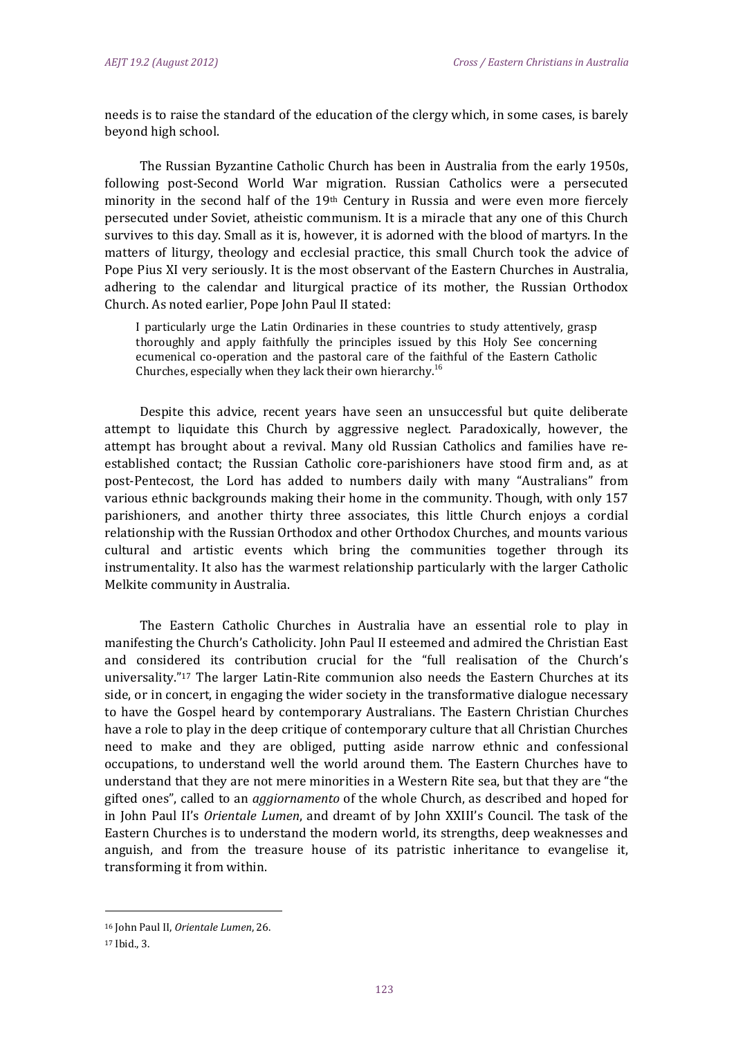needs is to raise the standard of the education of the clergy which, in some cases, is barely beyond high school.

The Russian Byzantine Catholic Church has been in Australia from the early 1950s, following post-Second World War migration. Russian Catholics were a persecuted minority in the second half of the 19th Century in Russia and were even more fiercely persecuted under Soviet, atheistic communism. It is a miracle that any one of this Church survives to this day. Small as it is, however, it is adorned with the blood of martyrs. In the matters of liturgy, theology and ecclesial practice, this small Church took the advice of Pope Pius XI very seriously. It is the most observant of the Eastern Churches in Australia, adhering to the calendar and liturgical practice of its mother, the Russian Orthodox Church. As noted earlier, Pope John Paul II stated:

> I particularly urge the Latin Ordinaries in these countries to study attentively, grasp thoroughly and apply faithfully the principles issued by this Holy See concerning ecumenical co-operation and the pastoral care of the faithful of the Eastern Catholic Churches, especially when they lack their own hierarchy.[16]

Despite this advice, recent years have seen an unsuccessful but quite deliberate attempt to liquidate this Church by aggressive neglect. Paradoxically, however, the attempt has brought about a revival. Many old Russian Catholics and families have re-established contact; the Russian Catholic core-parishioners have stood firm and, as at post-Pentecost, the Lord has added to numbers daily with many "Australians" from various ethnic backgrounds making their home in the community. Though, with only 157 parishioners, and another thirty three associates, this little Church enjoys a cordial relationship with the Russian Orthodox and other Orthodox Churches, and mounts various cultural and artistic events which bring the communities together through its instrumentality. It also has the warmest relationship particularly with the larger Catholic Melkite community in Australia.

The Eastern Catholic Churches in Australia have an essential role to play in manifesting the Church's Catholicity. John Paul II esteemed and admired the Christian East and considered its contribution crucial for the "full realisation of the Church's universality."[17] The larger Latin-Rite communion also needs the Eastern Churches at its side, or in concert, in engaging the wider society in the transformative dialogue necessary to have the Gospel heard by contemporary Australians. The Eastern Christian Churches have a role to play in the deep critique of contemporary culture that all Christian Churches need to make and they are obliged, putting aside narrow ethnic and confessional occupations, to understand well the world around them. The Eastern Churches have to understand that they are not mere minorities in a Western Rite sea, but that they are "the gifted ones", called to an *aggiornamento* of the whole Church, as described and hoped for in John Paul II's *Orientale Lumen*, and dreamt of by John XXIII's Council. The task of the Eastern Churches is to understand the modern world, its strengths, deep weaknesses and anguish, and from the treasure house of its patristic inheritance to evangelise it, transforming it from within.

---

[16] John Paul II, *Orientale Lumen*, 26.

[17] Ibid., 3.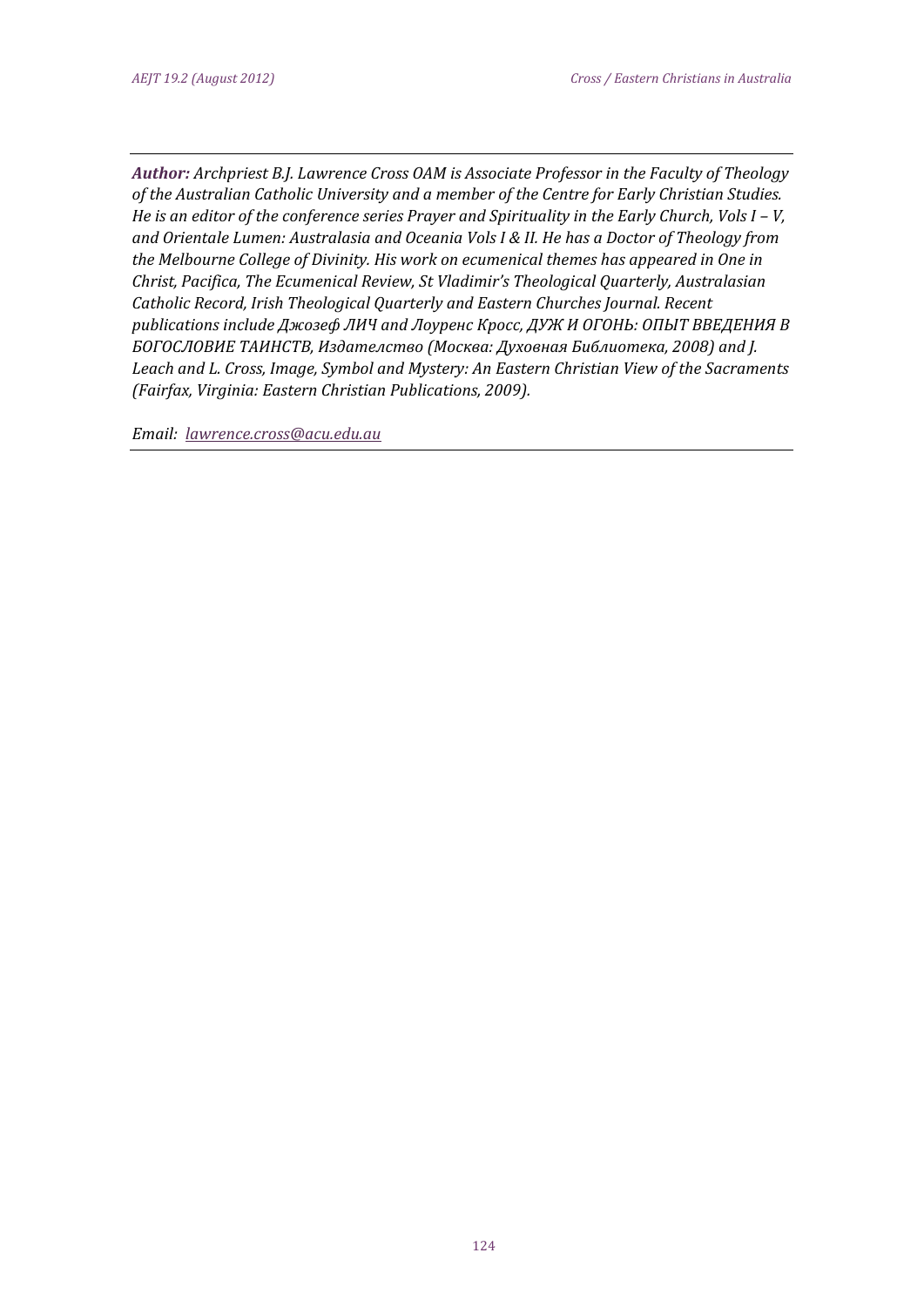***Author:** Archpriest B.J. Lawrence Cross OAM is Associate Professor in the Faculty of Theology of the Australian Catholic University and a member of the Centre for Early Christian Studies. He is an editor of the conference series Prayer and Spirituality in the Early Church, Vols I – V, and Orientale Lumen: Australasia and Oceania Vols I & II. He has a Doctor of Theology from the Melbourne College of Divinity. His work on ecumenical themes has appeared in One in Christ, Pacifica, The Ecumenical Review, St Vladimir's Theological Quarterly, Australasian Catholic Record, Irish Theological Quarterly and Eastern Churches Journal. Recent publications include Джозеф ЛИЧ and Лоуренс Кросс, ДУЖ И ОГОНЬ: ОПЫТ ВВЕДЕНИЯ В БОГОСЛОВИЕ ТАИНСТВ, Издателство (Москва: Духовная Библиотека, 2008) and J. Leach and L. Cross, Image, Symbol and Mystery: An Eastern Christian View of the Sacraments (Fairfax, Virginia: Eastern Christian Publications, 2009).*

*Email: [lawrence.cross@acu.edu.au](mailto:lawrence.cross@acu.edu.au)*